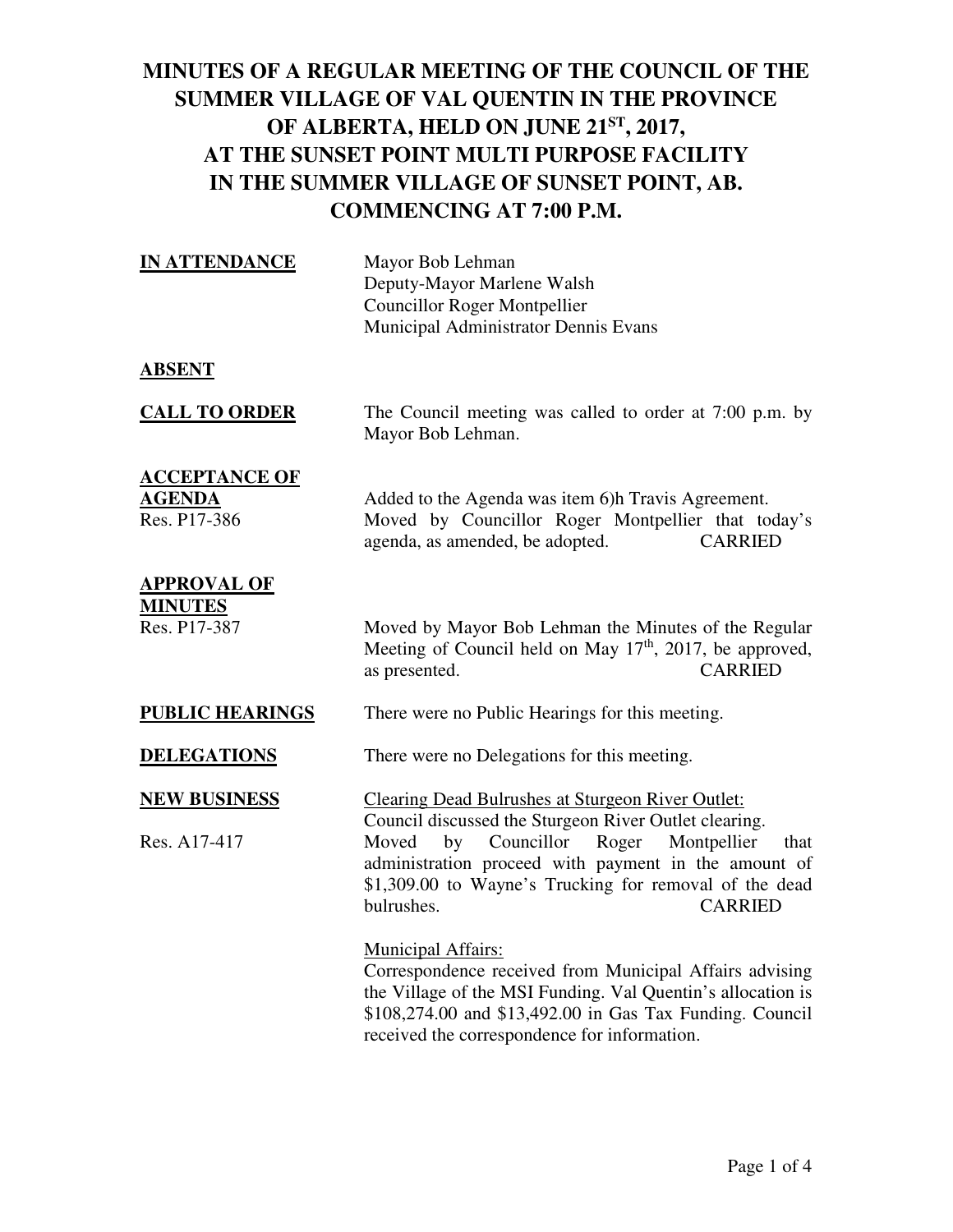# MINUTES OF A REGULAR MEETING OF THE COUNCIL OF THE SUMMER VILLAGE OF VAL QUENTIN IN THE PROVINCE OF ALBERTA, HELD ON JUNE 21ST, 2017, AT THE SUNSET POINT MULTI PURPOSE FACILITY IN THE SUMMER VILLAGE OF SUNSET POINT, AB. COMMENCING AT 7:00 P.M.

**IN ATTENDANCE**

Mayor Bob Lehman
Deputy-Mayor Marlene Walsh
Councillor Roger Montpellier
Municipal Administrator Dennis Evans

**ABSENT**

**CALL TO ORDER**

The Council meeting was called to order at 7:00 p.m. by Mayor Bob Lehman.

**ACCEPTANCE OF AGENDA**

Added to the Agenda was item 6)h Travis Agreement.

Res. P17-386 — Moved by Councillor Roger Montpellier that today's agenda, as amended, be adopted. CARRIED

**APPROVAL OF MINUTES**

Res. P17-387 — Moved by Mayor Bob Lehman the Minutes of the Regular Meeting of Council held on May 17th, 2017, be approved, as presented. CARRIED

**PUBLIC HEARINGS**

There were no Public Hearings for this meeting.

**DELEGATIONS**

There were no Delegations for this meeting.

**NEW BUSINESS**

Clearing Dead Bulrushes at Sturgeon River Outlet:
Council discussed the Sturgeon River Outlet clearing.

Res. A17-417 — Moved by Councillor Roger Montpellier that administration proceed with payment in the amount of $1,309.00 to Wayne's Trucking for removal of the dead bulrushes. CARRIED

Municipal Affairs:
Correspondence received from Municipal Affairs advising the Village of the MSI Funding. Val Quentin's allocation is $108,274.00 and $13,492.00 in Gas Tax Funding. Council received the correspondence for information.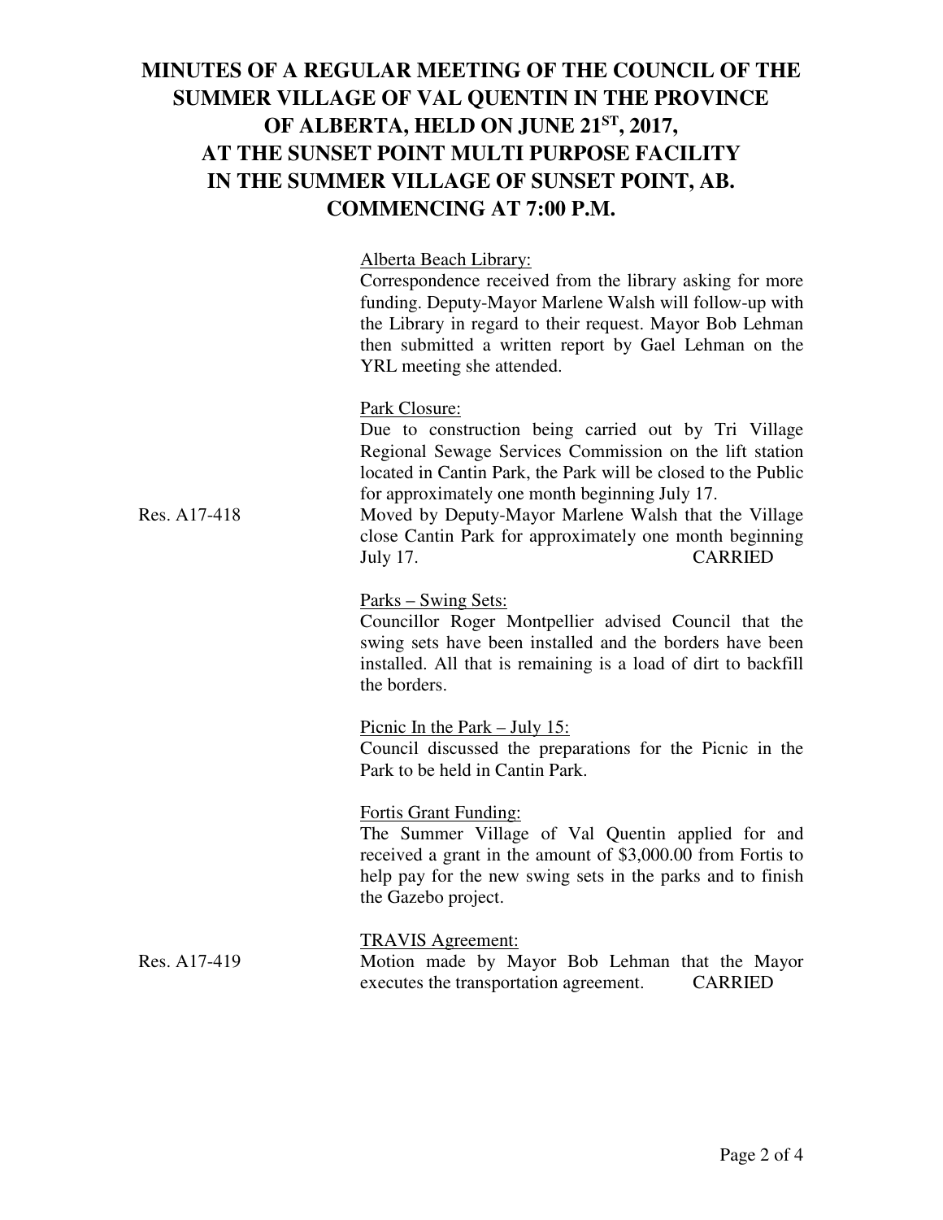# MINUTES OF A REGULAR MEETING OF THE COUNCIL OF THE SUMMER VILLAGE OF VAL QUENTIN IN THE PROVINCE OF ALBERTA, HELD ON JUNE 21ST, 2017, AT THE SUNSET POINT MULTI PURPOSE FACILITY IN THE SUMMER VILLAGE OF SUNSET POINT, AB. COMMENCING AT 7:00 P.M.

Alberta Beach Library:

Correspondence received from the library asking for more funding. Deputy-Mayor Marlene Walsh will follow-up with the Library in regard to their request. Mayor Bob Lehman then submitted a written report by Gael Lehman on the YRL meeting she attended.

Park Closure:

Due to construction being carried out by Tri Village Regional Sewage Services Commission on the lift station located in Cantin Park, the Park will be closed to the Public for approximately one month beginning July 17.

Res. A17-418 — Moved by Deputy-Mayor Marlene Walsh that the Village close Cantin Park for approximately one month beginning July 17. CARRIED

Parks – Swing Sets:

Councillor Roger Montpellier advised Council that the swing sets have been installed and the borders have been installed. All that is remaining is a load of dirt to backfill the borders.

Picnic In the Park – July 15:

Council discussed the preparations for the Picnic in the Park to be held in Cantin Park.

Fortis Grant Funding:

The Summer Village of Val Quentin applied for and received a grant in the amount of $3,000.00 from Fortis to help pay for the new swing sets in the parks and to finish the Gazebo project.

TRAVIS Agreement:

Res. A17-419 — Motion made by Mayor Bob Lehman that the Mayor executes the transportation agreement. CARRIED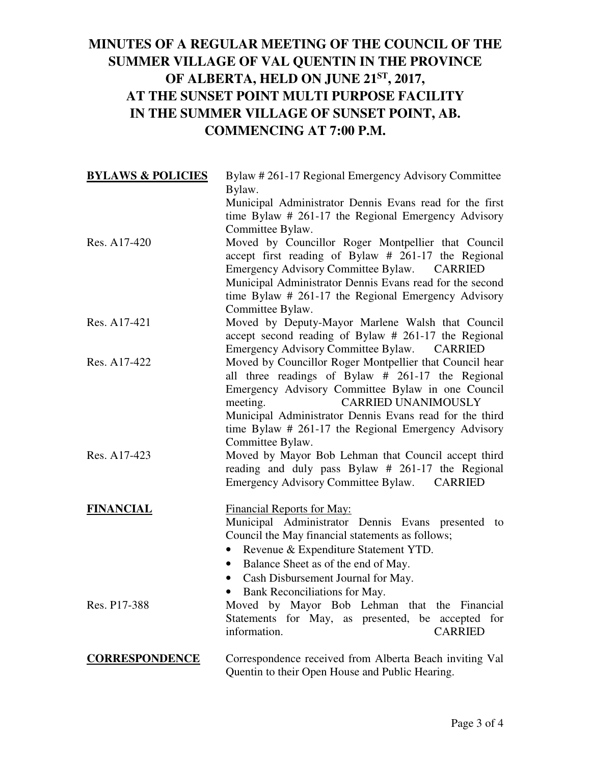# MINUTES OF A REGULAR MEETING OF THE COUNCIL OF THE SUMMER VILLAGE OF VAL QUENTIN IN THE PROVINCE OF ALBERTA, HELD ON JUNE 21ST, 2017, AT THE SUNSET POINT MULTI PURPOSE FACILITY IN THE SUMMER VILLAGE OF SUNSET POINT, AB. COMMENCING AT 7:00 P.M.

**BYLAWS & POLICIES**

Bylaw # 261-17 Regional Emergency Advisory Committee Bylaw.

Municipal Administrator Dennis Evans read for the first time Bylaw # 261-17 the Regional Emergency Advisory Committee Bylaw.

Res. A17-420 — Moved by Councillor Roger Montpellier that Council accept first reading of Bylaw # 261-17 the Regional Emergency Advisory Committee Bylaw. CARRIED

Municipal Administrator Dennis Evans read for the second time Bylaw # 261-17 the Regional Emergency Advisory Committee Bylaw.

Res. A17-421 — Moved by Deputy-Mayor Marlene Walsh that Council accept second reading of Bylaw # 261-17 the Regional Emergency Advisory Committee Bylaw. CARRIED

Res. A17-422 — Moved by Councillor Roger Montpellier that Council hear all three readings of Bylaw # 261-17 the Regional Emergency Advisory Committee Bylaw in one Council meeting. CARRIED UNANIMOUSLY

Municipal Administrator Dennis Evans read for the third time Bylaw # 261-17 the Regional Emergency Advisory Committee Bylaw.

Res. A17-423 — Moved by Mayor Bob Lehman that Council accept third reading and duly pass Bylaw # 261-17 the Regional Emergency Advisory Committee Bylaw. CARRIED

**FINANCIAL**

Financial Reports for May:

Municipal Administrator Dennis Evans presented to Council the May financial statements as follows;

- Revenue & Expenditure Statement YTD.
- Balance Sheet as of the end of May.
- Cash Disbursement Journal for May.
- Bank Reconciliations for May.

Res. P17-388 — Moved by Mayor Bob Lehman that the Financial Statements for May, as presented, be accepted for information. CARRIED

**CORRESPONDENCE**

Correspondence received from Alberta Beach inviting Val Quentin to their Open House and Public Hearing.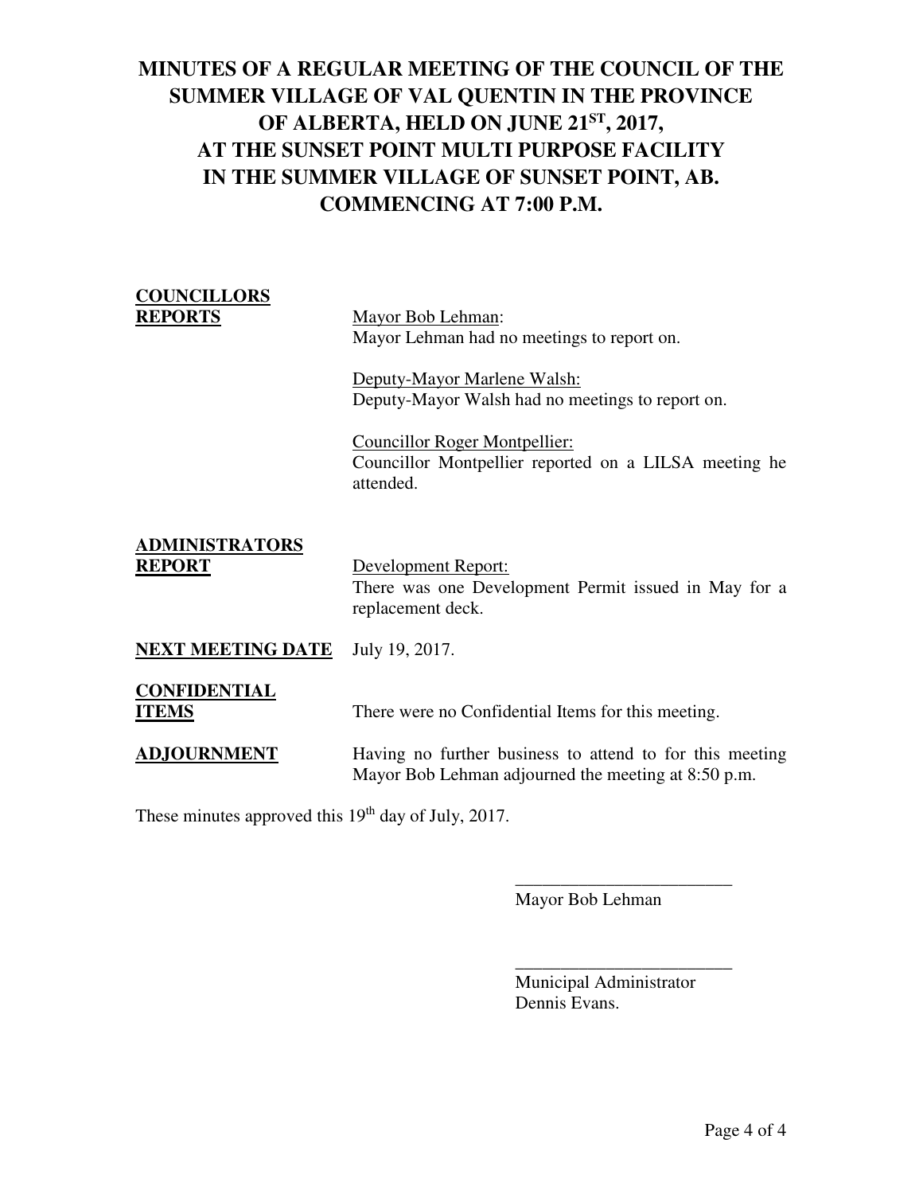# MINUTES OF A REGULAR MEETING OF THE COUNCIL OF THE SUMMER VILLAGE OF VAL QUENTIN IN THE PROVINCE OF ALBERTA, HELD ON JUNE 21ST, 2017, AT THE SUNSET POINT MULTI PURPOSE FACILITY IN THE SUMMER VILLAGE OF SUNSET POINT, AB. COMMENCING AT 7:00 P.M.

**COUNCILLORS REPORTS**

Mayor Bob Lehman:
Mayor Lehman had no meetings to report on.

Deputy-Mayor Marlene Walsh:
Deputy-Mayor Walsh had no meetings to report on.

Councillor Roger Montpellier:
Councillor Montpellier reported on a LILSA meeting he attended.

**ADMINISTRATORS REPORT**

Development Report:
There was one Development Permit issued in May for a replacement deck.

**NEXT MEETING DATE** July 19, 2017.

**CONFIDENTIAL ITEMS** There were no Confidential Items for this meeting.

**ADJOURNMENT** Having no further business to attend to for this meeting Mayor Bob Lehman adjourned the meeting at 8:50 p.m.

These minutes approved this 19th day of July, 2017.

________________________
Mayor Bob Lehman

________________________
Municipal Administrator
Dennis Evans.